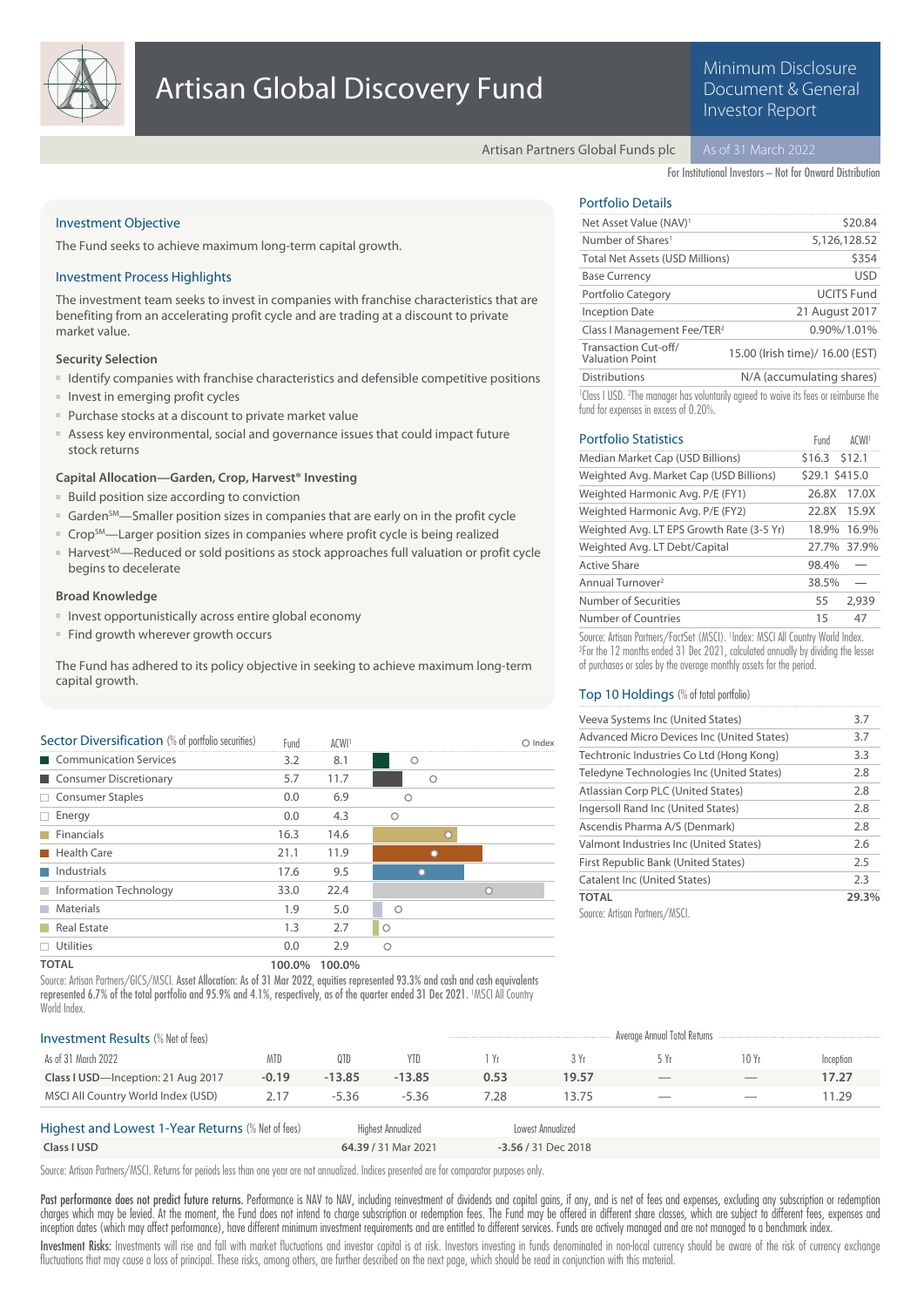# Artisan Global Discovery Fund

Minimum Disclosure Document & General Investor Report

Artisan Partners Global Funds plc

As of 31 March 2022

For Institutional Investors – Not for Onward Distribution

## Investment Objective

The Fund seeks to achieve maximum long-term capital growth.

## Investment Process Highlights

The investment team seeks to invest in companies with franchise characteristics that are benefiting from an accelerating profit cycle and are trading at a discount to private market value.

### Security Selection

- Identify companies with franchise characteristics and defensible competitive positions
- Invest in emerging profit cycles
- Purchase stocks at a discount to private market value
- Assess key environmental, social and governance issues that could impact future stock returns

### Capital Allocation—Garden, Crop, Harvest® Investing

- Build position size according to conviction
- Garden℠—Smaller position sizes in companies that are early on in the profit cycle
- Crop℠—Larger position sizes in companies where profit cycle is being realized
- Harvest℠—Reduced or sold positions as stock approaches full valuation or profit cycle begins to decelerate

### Broad Knowledge

- Invest opportunistically across entire global economy
- Find growth wherever growth occurs

The Fund has adhered to its policy objective in seeking to achieve maximum long-term capital growth.

## Portfolio Details

| | |
|---|---|
| Net Asset Value (NAV)[1] | $20.84 |
| Number of Shares[1] | 5,126,128.52 |
| Total Net Assets (USD Millions) | $354 |
| Base Currency | USD |
| Portfolio Category | UCITS Fund |
| Inception Date | 21 August 2017 |
| Class I Management Fee/TER[2] | 0.90%/1.01% |
| Transaction Cut-off/ Valuation Point | 15.00 (Irish time)/ 16.00 (EST) |
| Distributions | N/A (accumulating shares) |

[1]Class I USD. [2]The manager has voluntarily agreed to waive its fees or reimburse the fund for expenses in excess of 0.20%.

## Portfolio Statistics

| | Fund | ACWI[1] |
|---|---|---|
| Median Market Cap (USD Billions) | $16.3 | $12.1 |
| Weighted Avg. Market Cap (USD Billions) | $29.1 | $415.0 |
| Weighted Harmonic Avg. P/E (FY1) | 26.8X | 17.0X |
| Weighted Harmonic Avg. P/E (FY2) | 22.8X | 15.9X |
| Weighted Avg. LT EPS Growth Rate (3-5 Yr) | 18.9% | 16.9% |
| Weighted Avg. LT Debt/Capital | 27.7% | 37.9% |
| Active Share | 98.4% | — |
| Annual Turnover[2] | 38.5% | — |
| Number of Securities | 55 | 2,939 |
| Number of Countries | 15 | 47 |

Source: Artisan Partners/FactSet (MSCI). [1]Index: MSCI All Country World Index. [2]For the 12 months ended 31 Dec 2021, calculated annually by dividing the lesser of purchases or sales by the average monthly assets for the period.

## Top 10 Holdings (% of total portfolio)

| | |
|---|---|
| Veeva Systems Inc (United States) | 3.7 |
| Advanced Micro Devices Inc (United States) | 3.7 |
| Techtronic Industries Co Ltd (Hong Kong) | 3.3 |
| Teledyne Technologies Inc (United States) | 2.8 |
| Atlassian Corp PLC (United States) | 2.8 |
| Ingersoll Rand Inc (United States) | 2.8 |
| Ascendis Pharma A/S (Denmark) | 2.8 |
| Valmont Industries Inc (United States) | 2.6 |
| First Republic Bank (United States) | 2.5 |
| Catalent Inc (United States) | 2.3 |
| **TOTAL** | **29.3%** |

Source: Artisan Partners/MSCI.

## Sector Diversification (% of portfolio securities)

| | Fund | ACWI[1] |
|---|---|---|
| Communication Services | 3.2 | 8.1 |
| Consumer Discretionary | 5.7 | 11.7 |
| Consumer Staples | 0.0 | 6.9 |
| Energy | 0.0 | 4.3 |
| Financials | 16.3 | 14.6 |
| Health Care | 21.1 | 11.9 |
| Industrials | 17.6 | 9.5 |
| Information Technology | 33.0 | 22.4 |
| Materials | 1.9 | 5.0 |
| Real Estate | 1.3 | 2.7 |
| Utilities | 0.0 | 2.9 |
| **TOTAL** | **100.0%** | **100.0%** |

Source: Artisan Partners/GICS/MSCI. **Asset Allocation:** As of 31 Mar 2022, equities represented 93.3% and cash and cash equivalents represented 6.7% of the total portfolio and 95.9% and 4.1%, respectively, as of the quarter ended 31 Dec 2021. [1]MSCI All Country World Index.

## Investment Results (% Net of fees)

| As of 31 March 2022 | MTD | QTD | YTD | 1 Yr | 3 Yr | 5 Yr | 10 Yr | Inception |
|---|---|---|---|---|---|---|---|---|
| | | | | Average Annual Total Returns | | | | |
| **Class I USD**—Inception: 21 Aug 2017 | **-0.19** | **-13.85** | **-13.85** | **0.53** | **19.57** | — | — | **17.27** |
| MSCI All Country World Index (USD) | 2.17 | -5.36 | -5.36 | 7.28 | 13.75 | — | — | 11.29 |

## Highest and Lowest 1-Year Returns (% Net of fees)

| | Highest Annualized | Lowest Annualized |
|---|---|---|
| **Class I USD** | **64.39** / 31 Mar 2021 | **-3.56** / 31 Dec 2018 |

Source: Artisan Partners/MSCI. Returns for periods less than one year are not annualized. Indices presented are for comparator purposes only.

**Past performance does not predict future returns.** Performance is NAV to NAV, including reinvestment of dividends and capital gains, if any, and is net of fees and expenses, excluding any subscription or redemption charges which may be levied. At the moment, the Fund does not intend to charge subscription or redemption fees. The Fund may be offered in different share classes, which are subject to different fees, expenses and inception dates (which may affect performance), have different minimum investment requirements and are entitled to different services. Funds are actively managed and are not managed to a benchmark index.

**Investment Risks:** Investments will rise and fall with market fluctuations and investor capital is at risk. Investors investing in funds denominated in non-local currency should be aware of the risk of currency exchange fluctuations that may cause a loss of principal. These risks, among others, are further described on the next page, which should be read in conjunction with this material.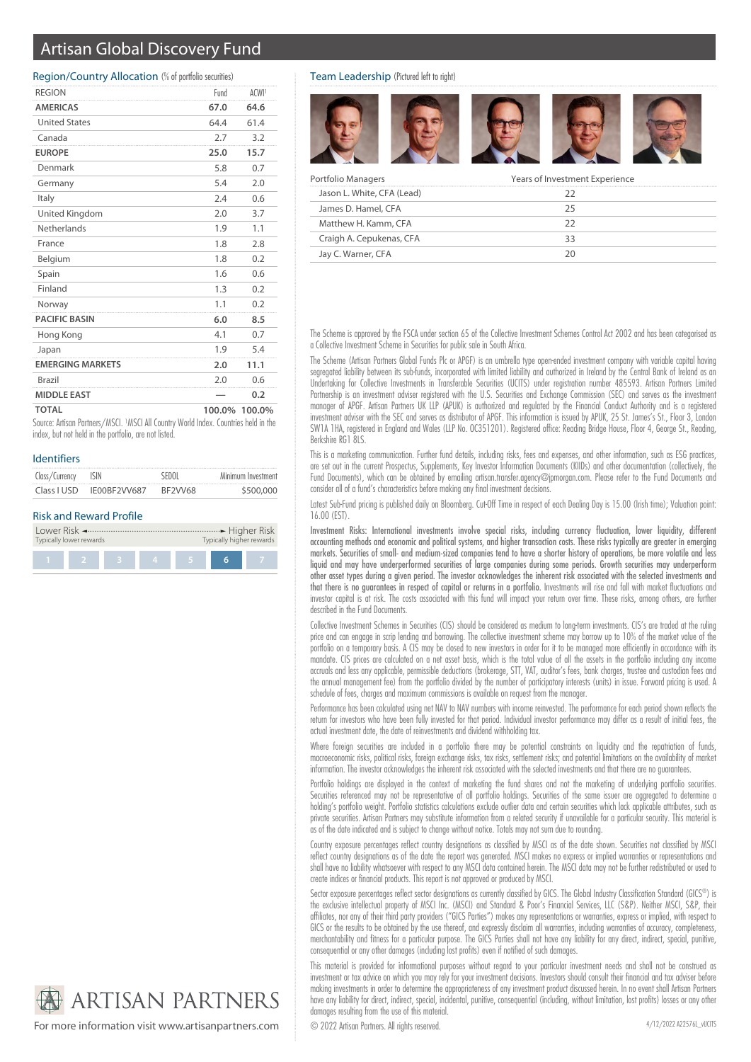# Artisan Global Discovery Fund

## Region/Country Allocation (% of portfolio securities)

| REGION | Fund | ACWI[1] |
|---|---|---|
| **AMERICAS** | **67.0** | **64.6** |
| United States | 64.4 | 61.4 |
| Canada | 2.7 | 3.2 |
| **EUROPE** | **25.0** | **15.7** |
| Denmark | 5.8 | 0.7 |
| Germany | 5.4 | 2.0 |
| Italy | 2.4 | 0.6 |
| United Kingdom | 2.0 | 3.7 |
| Netherlands | 1.9 | 1.1 |
| France | 1.8 | 2.8 |
| Belgium | 1.8 | 0.2 |
| Spain | 1.6 | 0.6 |
| Finland | 1.3 | 0.2 |
| Norway | 1.1 | 0.2 |
| **PACIFIC BASIN** | **6.0** | **8.5** |
| Hong Kong | 4.1 | 0.7 |
| Japan | 1.9 | 5.4 |
| **EMERGING MARKETS** | **2.0** | **11.1** |
| Brazil | 2.0 | 0.6 |
| **MIDDLE EAST** | **—** | **0.2** |
| **TOTAL** | **100.0%** | **100.0%** |

Source: Artisan Partners/MSCI. [1]MSCI All Country World Index. Countries held in the index, but not held in the portfolio, are not listed.

## Identifiers

| Class/Currency | ISIN | SEDOL | Minimum Investment |
|---|---|---|---|
| Class I USD | IE00BF2VV687 | BF2VV68 | $500,000 |

## Risk and Reward Profile

Lower Risk — Typically lower rewards ← → Higher Risk — Typically higher rewards

| 1 | 2 | 3 | 4 | 5 | **6** | 7 |
|---|---|---|---|---|---|---|

## Team Leadership (Pictured left to right)

| Portfolio Managers | Years of Investment Experience |
|---|---|
| Jason L. White, CFA (Lead) | 22 |
| James D. Hamel, CFA | 25 |
| Matthew H. Kamm, CFA | 22 |
| Craigh A. Cepukenas, CFA | 33 |
| Jay C. Warner, CFA | 20 |

The Scheme is approved by the FSCA under section 65 of the Collective Investment Schemes Control Act 2002 and has been categorised as a Collective Investment Scheme in Securities for public sale in South Africa.

The Scheme (Artisan Partners Global Funds Plc or APGF) is an umbrella type open-ended investment company with variable capital having segregated liability between its sub-funds, incorporated with limited liability and authorized in Ireland by the Central Bank of Ireland as an Undertaking for Collective Investments in Transferable Securities (UCITS) under registration number 485593. Artisan Partners Limited Partnership is an investment adviser registered with the U.S. Securities and Exchange Commission (SEC) and serves as the investment manager of APGF. Artisan Partners UK LLP (APUK) is authorized and regulated by the Financial Conduct Authority and is a registered investment adviser with the SEC and serves as distributor of APGF. This material is issued by APUK, 25 St. James's St., Floor 3, London SW1A 1HA, registered in England and Wales (LLP No. OC351201). Registered office: Reading Bridge House, Floor 4, George St., Reading, Berkshire RG1 8LS.

This is a marketing communication. Further fund details, including risks, fees and expenses, and other information, such as ESG practices, are set out in the current Prospectus, Supplements, Key Investor Information Documents (KIIDs) and other documentation (collectively, the Fund Documents), which can be obtained by emailing artisan.transfer.agency@jpmorgan.com. Please refer to the Fund Documents and consider all of a fund's characteristics before making any final investment decisions.

Latest Sub-Fund pricing is published daily on Bloomberg. Cut-Off Time in respect of each Dealing Day is 15.00 (Irish time); Valuation point: 16.00 (EST).

**Investment Risks: International investments involve special risks, including currency fluctuation, lower liquidity, different accounting methods and economic and political systems, and higher transaction costs. These risks typically are greater in emerging markets. Securities of small- and medium-sized companies tend to have a shorter history of operations, be more volatile and less liquid and may have underperformed securities of large companies during some periods. Growth securities may underperform other asset types during a given period. The investor acknowledges the inherent risk associated with the selected investments and that there is no guarantees in respect of capital or returns in a portfolio.** Investments will rise and fall with market fluctuations and investor capital is at risk. The costs associated with this fund will impact your return over time. These risks, among others, are further described in the Fund Documents.

Collective Investment Schemes in Securities (CIS) should be considered as medium to long-term investments. CIS's are traded at the ruling price and can engage in scrip lending and borrowing. The collective investment scheme may borrow up to 10% of the market value of the portfolio on a temporary basis. A CIS may be closed to new investors in order for it to be managed more efficiently in accordance with its mandate. CIS prices are calculated on a net asset basis, which is the total value of all the assets in the portfolio including any income accruals and less any applicable, permissible deductions (brokerage, STT, VAT, auditor's fees, bank charges, trustee and custodian fees and the annual management fee) from the portfolio divided by the number of participatory interests (units) in issue. Forward pricing is used. A schedule of fees, charges and maximum commissions is available on request from the manager.

Performance has been calculated using net NAV to NAV numbers with income reinvested. The performance for each period shown reflects the return for investors who have been fully invested for that period. Individual investor performance may differ as a result of initial fees, the actual investment date, the date of reinvestments and dividend withholding tax.

Where foreign securities are included in a portfolio there may be potential constraints on liquidity and the repatriation of funds, macroeconomic risks, political risks, foreign exchange risks, tax risks, settlement risks; and potential limitations on the availability of market information. The investor acknowledges the inherent risk associated with the selected investments and that there are no guarantees.

Portfolio holdings are displayed in the context of marketing the fund shares and not the marketing of underlying portfolio securities. Securities referenced may not be representative of all portfolio holdings. Securities of the same issuer are aggregated to determine a holding's portfolio weight. Portfolio statistics calculations exclude outlier data and certain securities which lack applicable attributes, such as private securities. Artisan Partners may substitute information from a related security if unavailable for a particular security. This material is as of the date indicated and is subject to change without notice. Totals may not sum due to rounding.

Country exposure percentages reflect country designations as classified by MSCI as of the date shown. Securities not classified by MSCI reflect country designations as of the date the report was generated. MSCI makes no express or implied warranties or representations and shall have no liability whatsoever with respect to any MSCI data contained herein. The MSCI data may not be further redistributed or used to create indices or financial products. This report is not approved or produced by MSCI.

Sector exposure percentages reflect sector designations as currently classified by GICS. The Global Industry Classification Standard (GICS®) is the exclusive intellectual property of MSCI Inc. (MSCI) and Standard & Poor's Financial Services, LLC (S&P). Neither MSCI, S&P, their affiliates, nor any of their third party providers ("GICS Parties") makes any representations or warranties, express or implied, with respect to GICS or the results to be obtained by the use thereof, and expressly disclaim all warranties, including warranties of accuracy, completeness, merchantability and fitness for a particular purpose. The GICS Parties shall not have any liability for any direct, indirect, special, punitive, consequential or any other damages (including lost profits) even if notified of such damages.

This material is provided for informational purposes without regard to your particular investment needs and shall not be construed as investment or tax advice on which you may rely for your investment decisions. Investors should consult their financial and tax adviser before making investments in order to determine the appropriateness of any investment product discussed herein. In no event shall Artisan Partners have any liability for direct, indirect, special, incidental, punitive, consequential (including, without limitation, lost profits) losses or any other damages resulting from the use of this material.

© 2022 Artisan Partners. All rights reserved.

ARTISAN PARTNERS

For more information visit www.artisanpartners.com

4/12/2022 A22574L_vUCITS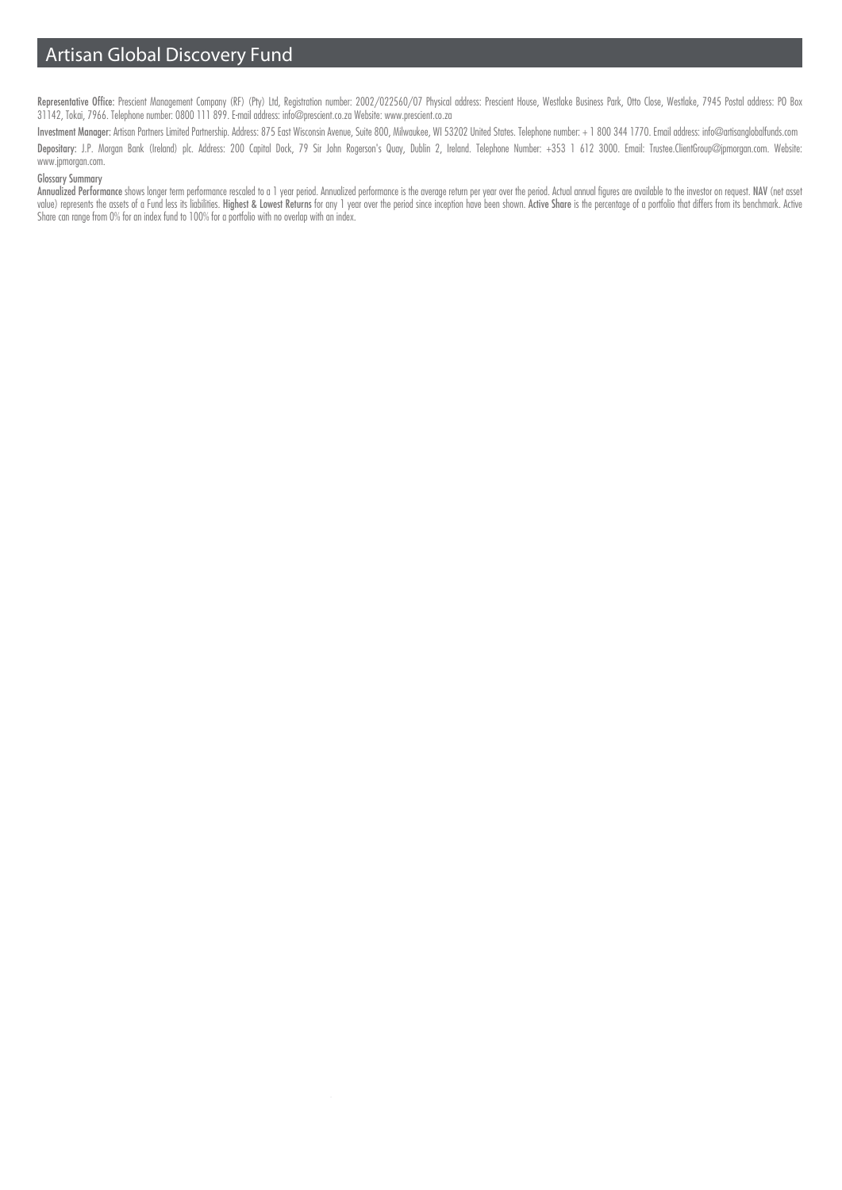# Artisan Global Discovery Fund

**Representative Office:** Prescient Management Company (RF) (Pty) Ltd, Registration number: 2002/022560/07 Physical address: Prescient House, Westlake Business Park, Otto Close, Westlake, 7945 Postal address: PO Box 31142, Tokai, 7966. Telephone number: 0800 111 899. E-mail address: info@prescient.co.za Website: www.prescient.co.za

**Investment Manager:** Artisan Partners Limited Partnership. Address: 875 East Wisconsin Avenue, Suite 800, Milwaukee, WI 53202 United States. Telephone number: + 1 800 344 1770. Email address: info@artisanglobalfunds.com

**Depositary:** J.P. Morgan Bank (Ireland) plc. Address: 200 Capital Dock, 79 Sir John Rogerson's Quay, Dublin 2, Ireland. Telephone Number: +353 1 612 3000. Email: Trustee.ClientGroup@jpmorgan.com. Website: www.jpmorgan.com.

**Glossary Summary**

**Annualized Performance** shows longer term performance rescaled to a 1 year period. Annualized performance is the average return per year over the period. Actual annual figures are available to the investor on request. **NAV** (net asset value) represents the assets of a Fund less its liabilities. **Highest & Lowest Returns** for any 1 year over the period since inception have been shown. **Active Share** is the percentage of a portfolio that differs from its benchmark. Active Share can range from 0% for an index fund to 100% for a portfolio with no overlap with an index.